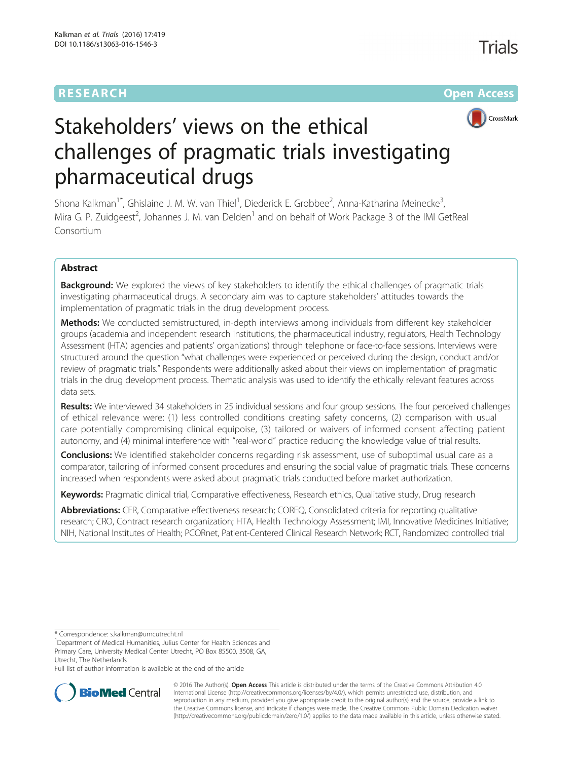RESEARCH Open Access

# Stakeholders' views on the ethical challenges of pragmatic trials investigating pharmaceutical drugs

Shona Kalkman[1*], Ghislaine J. M. W. van Thiel[1], Diederick E. Grobbee[2], Anna-Katharina Meinecke[3], Mira G. P. Zuidgeest[2], Johannes J. M. van Delden[1] and on behalf of Work Package 3 of the IMI GetReal Consortium

## Abstract

**Background:** We explored the views of key stakeholders to identify the ethical challenges of pragmatic trials investigating pharmaceutical drugs. A secondary aim was to capture stakeholders' attitudes towards the implementation of pragmatic trials in the drug development process.

**Methods:** We conducted semistructured, in-depth interviews among individuals from different key stakeholder groups (academia and independent research institutions, the pharmaceutical industry, regulators, Health Technology Assessment (HTA) agencies and patients' organizations) through telephone or face-to-face sessions. Interviews were structured around the question "what challenges were experienced or perceived during the design, conduct and/or review of pragmatic trials." Respondents were additionally asked about their views on implementation of pragmatic trials in the drug development process. Thematic analysis was used to identify the ethically relevant features across data sets.

**Results:** We interviewed 34 stakeholders in 25 individual sessions and four group sessions. The four perceived challenges of ethical relevance were: (1) less controlled conditions creating safety concerns, (2) comparison with usual care potentially compromising clinical equipoise, (3) tailored or waivers of informed consent affecting patient autonomy, and (4) minimal interference with "real-world" practice reducing the knowledge value of trial results.

**Conclusions:** We identified stakeholder concerns regarding risk assessment, use of suboptimal usual care as a comparator, tailoring of informed consent procedures and ensuring the social value of pragmatic trials. These concerns increased when respondents were asked about pragmatic trials conducted before market authorization.

**Keywords:** Pragmatic clinical trial, Comparative effectiveness, Research ethics, Qualitative study, Drug research

**Abbreviations:** CER, Comparative effectiveness research; COREQ, Consolidated criteria for reporting qualitative research; CRO, Contract research organization; HTA, Health Technology Assessment; IMI, Innovative Medicines Initiative; NIH, National Institutes of Health; PCORnet, Patient-Centered Clinical Research Network; RCT, Randomized controlled trial

\* Correspondence: s.kalkman@umcutrecht.nl

[1]Department of Medical Humanities, Julius Center for Health Sciences and Primary Care, University Medical Center Utrecht, PO Box 85500, 3508, GA, Utrecht, The Netherlands

Full list of author information is available at the end of the article

© 2016 The Author(s). **Open Access** This article is distributed under the terms of the Creative Commons Attribution 4.0 International License (http://creativecommons.org/licenses/by/4.0/), which permits unrestricted use, distribution, and reproduction in any medium, provided you give appropriate credit to the original author(s) and the source, provide a link to the Creative Commons license, and indicate if changes were made. The Creative Commons Public Domain Dedication waiver (http://creativecommons.org/publicdomain/zero/1.0/) applies to the data made available in this article, unless otherwise stated.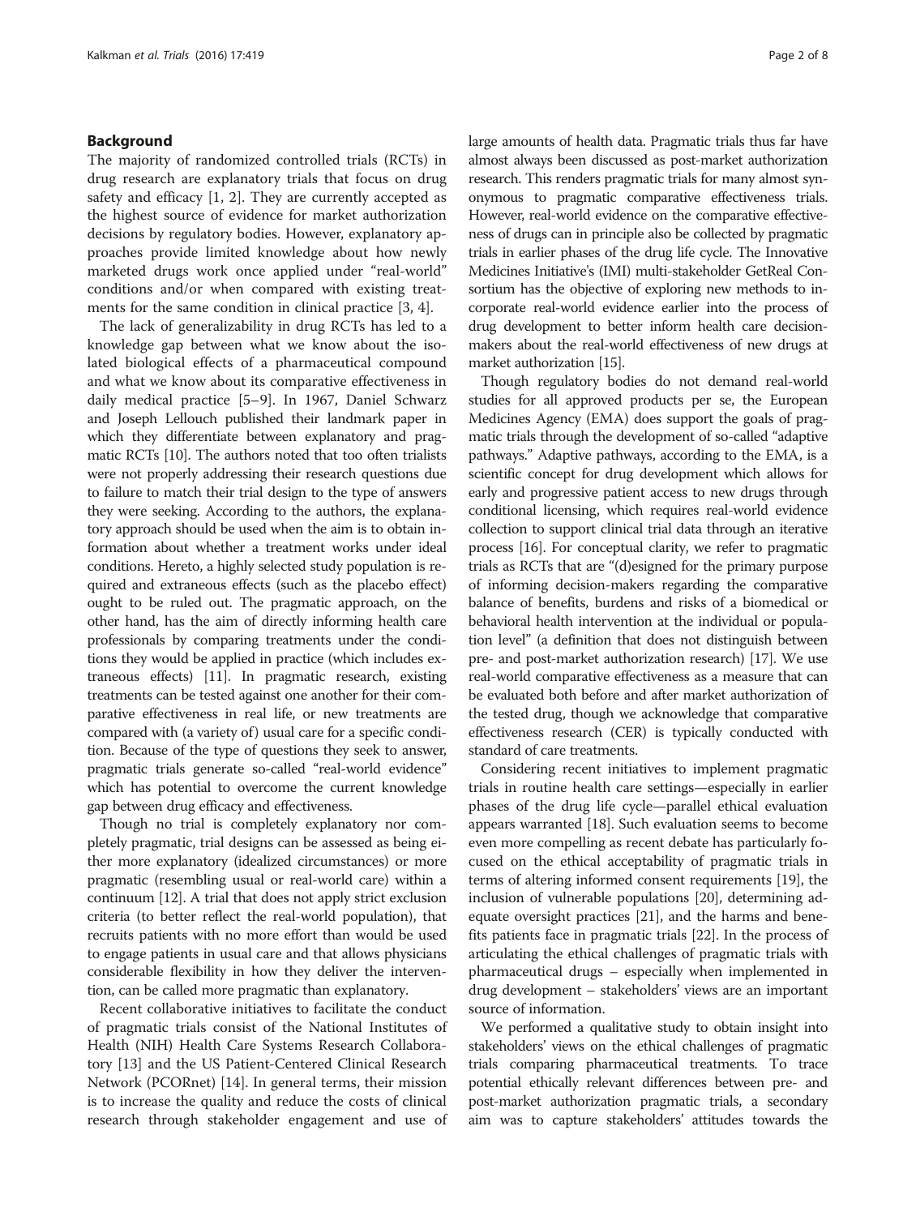## Background

The majority of randomized controlled trials (RCTs) in drug research are explanatory trials that focus on drug safety and efficacy [1, 2]. They are currently accepted as the highest source of evidence for market authorization decisions by regulatory bodies. However, explanatory approaches provide limited knowledge about how newly marketed drugs work once applied under "real-world" conditions and/or when compared with existing treatments for the same condition in clinical practice [3, 4].

The lack of generalizability in drug RCTs has led to a knowledge gap between what we know about the isolated biological effects of a pharmaceutical compound and what we know about its comparative effectiveness in daily medical practice [5–9]. In 1967, Daniel Schwarz and Joseph Lellouch published their landmark paper in which they differentiate between explanatory and pragmatic RCTs [10]. The authors noted that too often trialists were not properly addressing their research questions due to failure to match their trial design to the type of answers they were seeking. According to the authors, the explanatory approach should be used when the aim is to obtain information about whether a treatment works under ideal conditions. Hereto, a highly selected study population is required and extraneous effects (such as the placebo effect) ought to be ruled out. The pragmatic approach, on the other hand, has the aim of directly informing health care professionals by comparing treatments under the conditions they would be applied in practice (which includes extraneous effects) [11]. In pragmatic research, existing treatments can be tested against one another for their comparative effectiveness in real life, or new treatments are compared with (a variety of) usual care for a specific condition. Because of the type of questions they seek to answer, pragmatic trials generate so-called "real-world evidence" which has potential to overcome the current knowledge gap between drug efficacy and effectiveness.

Though no trial is completely explanatory nor completely pragmatic, trial designs can be assessed as being either more explanatory (idealized circumstances) or more pragmatic (resembling usual or real-world care) within a continuum [12]. A trial that does not apply strict exclusion criteria (to better reflect the real-world population), that recruits patients with no more effort than would be used to engage patients in usual care and that allows physicians considerable flexibility in how they deliver the intervention, can be called more pragmatic than explanatory.

Recent collaborative initiatives to facilitate the conduct of pragmatic trials consist of the National Institutes of Health (NIH) Health Care Systems Research Collaboratory [13] and the US Patient-Centered Clinical Research Network (PCORnet) [14]. In general terms, their mission is to increase the quality and reduce the costs of clinical research through stakeholder engagement and use of large amounts of health data. Pragmatic trials thus far have almost always been discussed as post-market authorization research. This renders pragmatic trials for many almost synonymous to pragmatic comparative effectiveness trials. However, real-world evidence on the comparative effectiveness of drugs can in principle also be collected by pragmatic trials in earlier phases of the drug life cycle. The Innovative Medicines Initiative's (IMI) multi-stakeholder GetReal Consortium has the objective of exploring new methods to incorporate real-world evidence earlier into the process of drug development to better inform health care decision-makers about the real-world effectiveness of new drugs at market authorization [15].

Though regulatory bodies do not demand real-world studies for all approved products per se, the European Medicines Agency (EMA) does support the goals of pragmatic trials through the development of so-called "adaptive pathways." Adaptive pathways, according to the EMA, is a scientific concept for drug development which allows for early and progressive patient access to new drugs through conditional licensing, which requires real-world evidence collection to support clinical trial data through an iterative process [16]. For conceptual clarity, we refer to pragmatic trials as RCTs that are "(d)esigned for the primary purpose of informing decision-makers regarding the comparative balance of benefits, burdens and risks of a biomedical or behavioral health intervention at the individual or population level" (a definition that does not distinguish between pre- and post-market authorization research) [17]. We use real-world comparative effectiveness as a measure that can be evaluated both before and after market authorization of the tested drug, though we acknowledge that comparative effectiveness research (CER) is typically conducted with standard of care treatments.

Considering recent initiatives to implement pragmatic trials in routine health care settings—especially in earlier phases of the drug life cycle—parallel ethical evaluation appears warranted [18]. Such evaluation seems to become even more compelling as recent debate has particularly focused on the ethical acceptability of pragmatic trials in terms of altering informed consent requirements [19], the inclusion of vulnerable populations [20], determining adequate oversight practices [21], and the harms and benefits patients face in pragmatic trials [22]. In the process of articulating the ethical challenges of pragmatic trials with pharmaceutical drugs – especially when implemented in drug development – stakeholders' views are an important source of information.

We performed a qualitative study to obtain insight into stakeholders' views on the ethical challenges of pragmatic trials comparing pharmaceutical treatments. To trace potential ethically relevant differences between pre- and post-market authorization pragmatic trials, a secondary aim was to capture stakeholders' attitudes towards the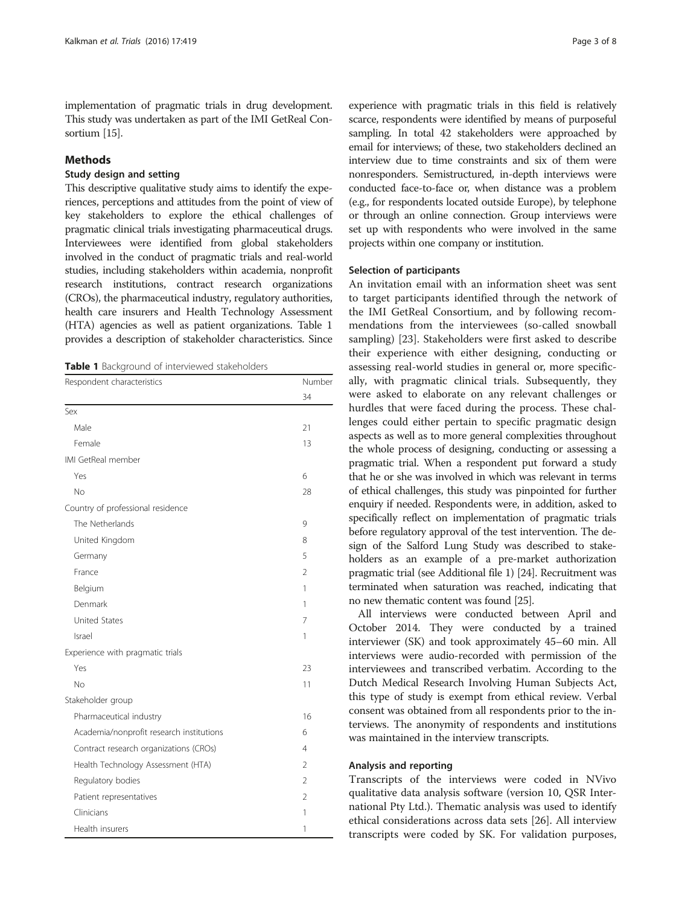implementation of pragmatic trials in drug development. This study was undertaken as part of the IMI GetReal Consortium [15].

## Methods

### Study design and setting

This descriptive qualitative study aims to identify the experiences, perceptions and attitudes from the point of view of key stakeholders to explore the ethical challenges of pragmatic clinical trials investigating pharmaceutical drugs. Interviewees were identified from global stakeholders involved in the conduct of pragmatic trials and real-world studies, including stakeholders within academia, nonprofit research institutions, contract research organizations (CROs), the pharmaceutical industry, regulatory authorities, health care insurers and Health Technology Assessment (HTA) agencies as well as patient organizations. Table 1 provides a description of stakeholder characteristics. Since experience with pragmatic trials in this field is relatively scarce, respondents were identified by means of purposeful sampling. In total 42 stakeholders were approached by email for interviews; of these, two stakeholders declined an interview due to time constraints and six of them were nonresponders. Semistructured, in-depth interviews were conducted face-to-face or, when distance was a problem (e.g., for respondents located outside Europe), by telephone or through an online connection. Group interviews were set up with respondents who were involved in the same projects within one company or institution.

**Table 1** Background of interviewed stakeholders

| Respondent characteristics | Number |
|---|---|
| | 34 |
| Sex | |
| Male | 21 |
| Female | 13 |
| IMI GetReal member | |
| Yes | 6 |
| No | 28 |
| Country of professional residence | |
| The Netherlands | 9 |
| United Kingdom | 8 |
| Germany | 5 |
| France | 2 |
| Belgium | 1 |
| Denmark | 1 |
| United States | 7 |
| Israel | 1 |
| Experience with pragmatic trials | |
| Yes | 23 |
| No | 11 |
| Stakeholder group | |
| Pharmaceutical industry | 16 |
| Academia/nonprofit research institutions | 6 |
| Contract research organizations (CROs) | 4 |
| Health Technology Assessment (HTA) | 2 |
| Regulatory bodies | 2 |
| Patient representatives | 2 |
| Clinicians | 1 |
| Health insurers | 1 |

### Selection of participants

An invitation email with an information sheet was sent to target participants identified through the network of the IMI GetReal Consortium, and by following recommendations from the interviewees (so-called snowball sampling) [23]. Stakeholders were first asked to describe their experience with either designing, conducting or assessing real-world studies in general or, more specifically, with pragmatic clinical trials. Subsequently, they were asked to elaborate on any relevant challenges or hurdles that were faced during the process. These challenges could either pertain to specific pragmatic design aspects as well as to more general complexities throughout the whole process of designing, conducting or assessing a pragmatic trial. When a respondent put forward a study that he or she was involved in which was relevant in terms of ethical challenges, this study was pinpointed for further enquiry if needed. Respondents were, in addition, asked to specifically reflect on implementation of pragmatic trials before regulatory approval of the test intervention. The design of the Salford Lung Study was described to stakeholders as an example of a pre-market authorization pragmatic trial (see Additional file 1) [24]. Recruitment was terminated when saturation was reached, indicating that no new thematic content was found [25].

All interviews were conducted between April and October 2014. They were conducted by a trained interviewer (SK) and took approximately 45–60 min. All interviews were audio-recorded with permission of the interviewees and transcribed verbatim. According to the Dutch Medical Research Involving Human Subjects Act, this type of study is exempt from ethical review. Verbal consent was obtained from all respondents prior to the interviews. The anonymity of respondents and institutions was maintained in the interview transcripts.

### Analysis and reporting

Transcripts of the interviews were coded in NVivo qualitative data analysis software (version 10, QSR International Pty Ltd.). Thematic analysis was used to identify ethical considerations across data sets [26]. All interview transcripts were coded by SK. For validation purposes,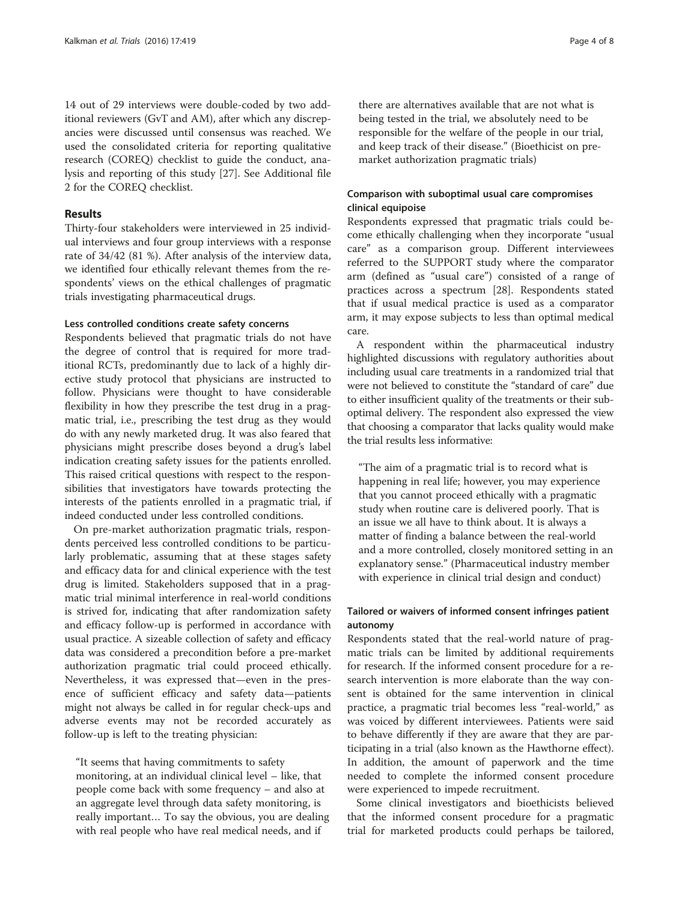14 out of 29 interviews were double-coded by two additional reviewers (GvT and AM), after which any discrepancies were discussed until consensus was reached. We used the consolidated criteria for reporting qualitative research (COREQ) checklist to guide the conduct, analysis and reporting of this study [27]. See Additional file 2 for the COREQ checklist.

## Results

Thirty-four stakeholders were interviewed in 25 individual interviews and four group interviews with a response rate of 34/42 (81 %). After analysis of the interview data, we identified four ethically relevant themes from the respondents' views on the ethical challenges of pragmatic trials investigating pharmaceutical drugs.

### Less controlled conditions create safety concerns

Respondents believed that pragmatic trials do not have the degree of control that is required for more traditional RCTs, predominantly due to lack of a highly directive study protocol that physicians are instructed to follow. Physicians were thought to have considerable flexibility in how they prescribe the test drug in a pragmatic trial, i.e., prescribing the test drug as they would do with any newly marketed drug. It was also feared that physicians might prescribe doses beyond a drug's label indication creating safety issues for the patients enrolled. This raised critical questions with respect to the responsibilities that investigators have towards protecting the interests of the patients enrolled in a pragmatic trial, if indeed conducted under less controlled conditions.

On pre-market authorization pragmatic trials, respondents perceived less controlled conditions to be particularly problematic, assuming that at these stages safety and efficacy data for and clinical experience with the test drug is limited. Stakeholders supposed that in a pragmatic trial minimal interference in real-world conditions is strived for, indicating that after randomization safety and efficacy follow-up is performed in accordance with usual practice. A sizeable collection of safety and efficacy data was considered a precondition before a pre-market authorization pragmatic trial could proceed ethically. Nevertheless, it was expressed that—even in the presence of sufficient efficacy and safety data—patients might not always be called in for regular check-ups and adverse events may not be recorded accurately as follow-up is left to the treating physician:

> "It seems that having commitments to safety monitoring, at an individual clinical level – like, that people come back with some frequency – and also at an aggregate level through data safety monitoring, is really important… To say the obvious, you are dealing with real people who have real medical needs, and if there are alternatives available that are not what is being tested in the trial, we absolutely need to be responsible for the welfare of the people in our trial, and keep track of their disease." (Bioethicist on pre-market authorization pragmatic trials)

### Comparison with suboptimal usual care compromises clinical equipoise

Respondents expressed that pragmatic trials could become ethically challenging when they incorporate "usual care" as a comparison group. Different interviewees referred to the SUPPORT study where the comparator arm (defined as "usual care") consisted of a range of practices across a spectrum [28]. Respondents stated that if usual medical practice is used as a comparator arm, it may expose subjects to less than optimal medical care.

A respondent within the pharmaceutical industry highlighted discussions with regulatory authorities about including usual care treatments in a randomized trial that were not believed to constitute the "standard of care" due to either insufficient quality of the treatments or their suboptimal delivery. The respondent also expressed the view that choosing a comparator that lacks quality would make the trial results less informative:

> "The aim of a pragmatic trial is to record what is happening in real life; however, you may experience that you cannot proceed ethically with a pragmatic study when routine care is delivered poorly. That is an issue we all have to think about. It is always a matter of finding a balance between the real-world and a more controlled, closely monitored setting in an explanatory sense." (Pharmaceutical industry member with experience in clinical trial design and conduct)

### Tailored or waivers of informed consent infringes patient autonomy

Respondents stated that the real-world nature of pragmatic trials can be limited by additional requirements for research. If the informed consent procedure for a research intervention is more elaborate than the way consent is obtained for the same intervention in clinical practice, a pragmatic trial becomes less "real-world," as was voiced by different interviewees. Patients were said to behave differently if they are aware that they are participating in a trial (also known as the Hawthorne effect). In addition, the amount of paperwork and the time needed to complete the informed consent procedure were experienced to impede recruitment.

Some clinical investigators and bioethicists believed that the informed consent procedure for a pragmatic trial for marketed products could perhaps be tailored,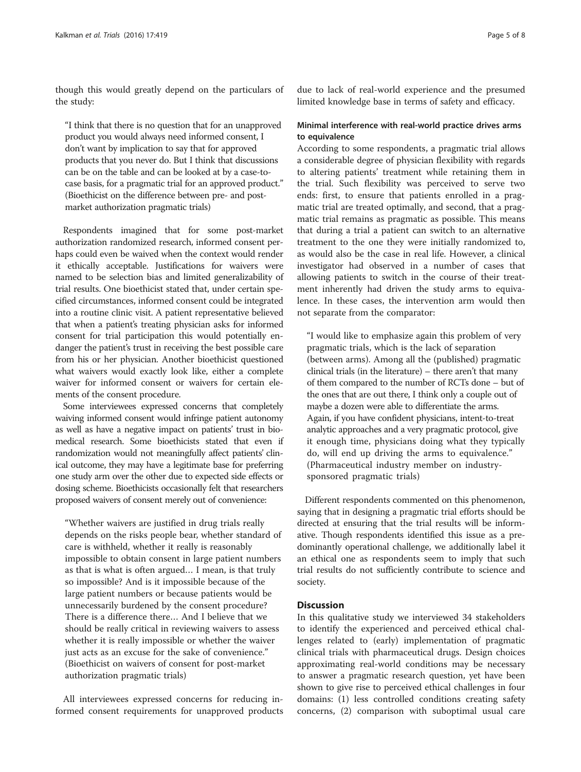though this would greatly depend on the particulars of the study:

> "I think that there is no question that for an unapproved product you would always need informed consent, I don't want by implication to say that for approved products that you never do. But I think that discussions can be on the table and can be looked at by a case-to-case basis, for a pragmatic trial for an approved product." (Bioethicist on the difference between pre- and post-market authorization pragmatic trials)

Respondents imagined that for some post-market authorization randomized research, informed consent perhaps could even be waived when the context would render it ethically acceptable. Justifications for waivers were named to be selection bias and limited generalizability of trial results. One bioethicist stated that, under certain specified circumstances, informed consent could be integrated into a routine clinic visit. A patient representative believed that when a patient's treating physician asks for informed consent for trial participation this would potentially endanger the patient's trust in receiving the best possible care from his or her physician. Another bioethicist questioned what waivers would exactly look like, either a complete waiver for informed consent or waivers for certain elements of the consent procedure.

Some interviewees expressed concerns that completely waiving informed consent would infringe patient autonomy as well as have a negative impact on patients' trust in biomedical research. Some bioethicists stated that even if randomization would not meaningfully affect patients' clinical outcome, they may have a legitimate base for preferring one study arm over the other due to expected side effects or dosing scheme. Bioethicists occasionally felt that researchers proposed waivers of consent merely out of convenience:

> "Whether waivers are justified in drug trials really depends on the risks people bear, whether standard of care is withheld, whether it really is reasonably impossible to obtain consent in large patient numbers as that is what is often argued… I mean, is that truly so impossible? And is it impossible because of the large patient numbers or because patients would be unnecessarily burdened by the consent procedure? There is a difference there… And I believe that we should be really critical in reviewing waivers to assess whether it is really impossible or whether the waiver just acts as an excuse for the sake of convenience." (Bioethicist on waivers of consent for post-market authorization pragmatic trials)

All interviewees expressed concerns for reducing informed consent requirements for unapproved products due to lack of real-world experience and the presumed limited knowledge base in terms of safety and efficacy.

### Minimal interference with real-world practice drives arms to equivalence

According to some respondents, a pragmatic trial allows a considerable degree of physician flexibility with regards to altering patients' treatment while retaining them in the trial. Such flexibility was perceived to serve two ends: first, to ensure that patients enrolled in a pragmatic trial are treated optimally, and second, that a pragmatic trial remains as pragmatic as possible. This means that during a trial a patient can switch to an alternative treatment to the one they were initially randomized to, as would also be the case in real life. However, a clinical investigator had observed in a number of cases that allowing patients to switch in the course of their treatment inherently had driven the study arms to equivalence. In these cases, the intervention arm would then not separate from the comparator:

> "I would like to emphasize again this problem of very pragmatic trials, which is the lack of separation (between arms). Among all the (published) pragmatic clinical trials (in the literature) – there aren't that many of them compared to the number of RCTs done – but of the ones that are out there, I think only a couple out of maybe a dozen were able to differentiate the arms. Again, if you have confident physicians, intent-to-treat analytic approaches and a very pragmatic protocol, give it enough time, physicians doing what they typically do, will end up driving the arms to equivalence." (Pharmaceutical industry member on industry-sponsored pragmatic trials)

Different respondents commented on this phenomenon, saying that in designing a pragmatic trial efforts should be directed at ensuring that the trial results will be informative. Though respondents identified this issue as a predominantly operational challenge, we additionally label it an ethical one as respondents seem to imply that such trial results do not sufficiently contribute to science and society.

## Discussion

In this qualitative study we interviewed 34 stakeholders to identify the experienced and perceived ethical challenges related to (early) implementation of pragmatic clinical trials with pharmaceutical drugs. Design choices approximating real-world conditions may be necessary to answer a pragmatic research question, yet have been shown to give rise to perceived ethical challenges in four domains: (1) less controlled conditions creating safety concerns, (2) comparison with suboptimal usual care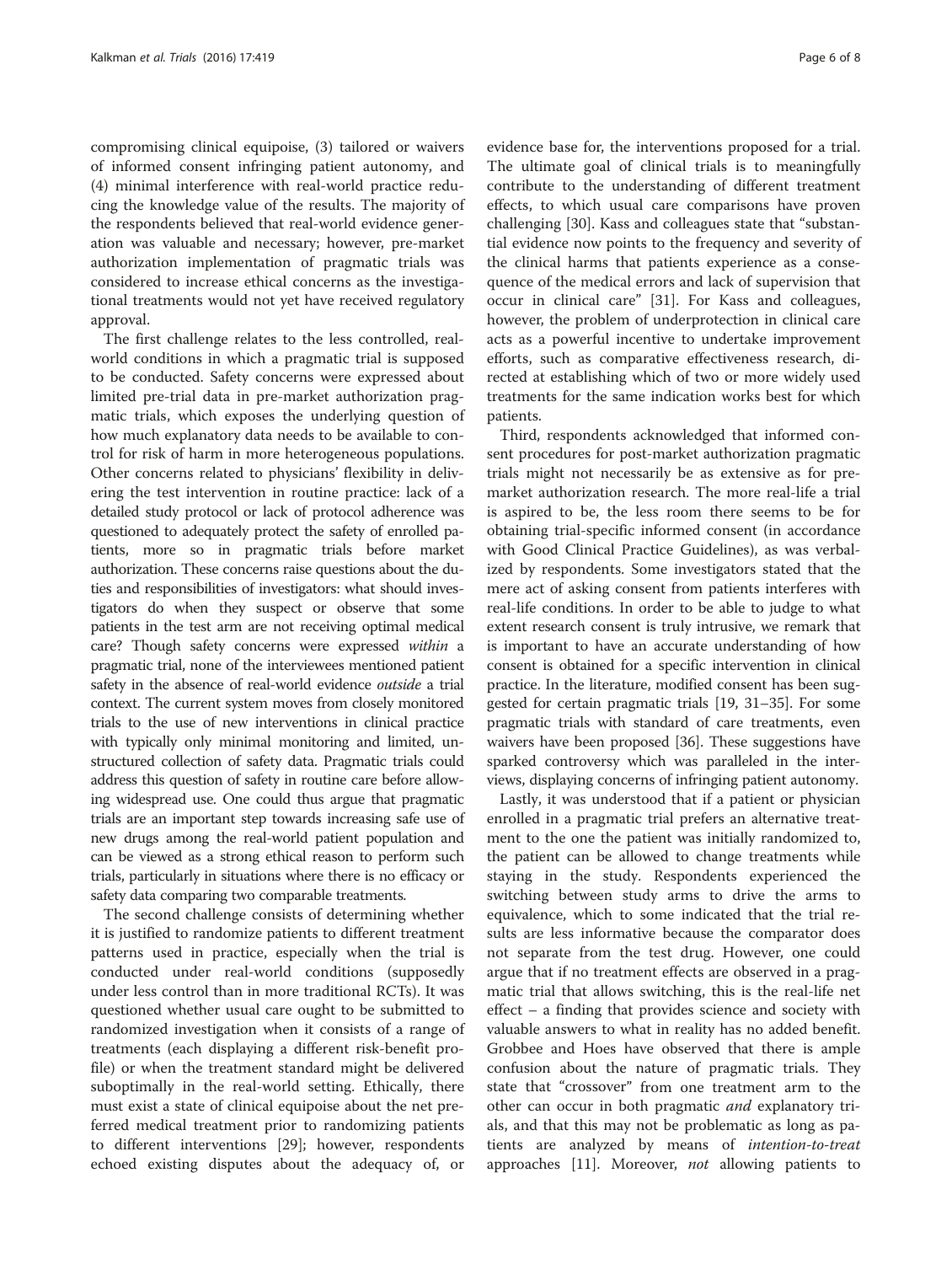compromising clinical equipoise, (3) tailored or waivers of informed consent infringing patient autonomy, and (4) minimal interference with real-world practice reducing the knowledge value of the results. The majority of the respondents believed that real-world evidence generation was valuable and necessary; however, pre-market authorization implementation of pragmatic trials was considered to increase ethical concerns as the investigational treatments would not yet have received regulatory approval.

The first challenge relates to the less controlled, real-world conditions in which a pragmatic trial is supposed to be conducted. Safety concerns were expressed about limited pre-trial data in pre-market authorization pragmatic trials, which exposes the underlying question of how much explanatory data needs to be available to control for risk of harm in more heterogeneous populations. Other concerns related to physicians' flexibility in delivering the test intervention in routine practice: lack of a detailed study protocol or lack of protocol adherence was questioned to adequately protect the safety of enrolled patients, more so in pragmatic trials before market authorization. These concerns raise questions about the duties and responsibilities of investigators: what should investigators do when they suspect or observe that some patients in the test arm are not receiving optimal medical care? Though safety concerns were expressed *within* a pragmatic trial, none of the interviewees mentioned patient safety in the absence of real-world evidence *outside* a trial context. The current system moves from closely monitored trials to the use of new interventions in clinical practice with typically only minimal monitoring and limited, unstructured collection of safety data. Pragmatic trials could address this question of safety in routine care before allowing widespread use. One could thus argue that pragmatic trials are an important step towards increasing safe use of new drugs among the real-world patient population and can be viewed as a strong ethical reason to perform such trials, particularly in situations where there is no efficacy or safety data comparing two comparable treatments.

The second challenge consists of determining whether it is justified to randomize patients to different treatment patterns used in practice, especially when the trial is conducted under real-world conditions (supposedly under less control than in more traditional RCTs). It was questioned whether usual care ought to be submitted to randomized investigation when it consists of a range of treatments (each displaying a different risk-benefit profile) or when the treatment standard might be delivered suboptimally in the real-world setting. Ethically, there must exist a state of clinical equipoise about the net preferred medical treatment prior to randomizing patients to different interventions [29]; however, respondents echoed existing disputes about the adequacy of, or evidence base for, the interventions proposed for a trial. The ultimate goal of clinical trials is to meaningfully contribute to the understanding of different treatment effects, to which usual care comparisons have proven challenging [30]. Kass and colleagues state that "substantial evidence now points to the frequency and severity of the clinical harms that patients experience as a consequence of the medical errors and lack of supervision that occur in clinical care" [31]. For Kass and colleagues, however, the problem of underprotection in clinical care acts as a powerful incentive to undertake improvement efforts, such as comparative effectiveness research, directed at establishing which of two or more widely used treatments for the same indication works best for which patients.

Third, respondents acknowledged that informed consent procedures for post-market authorization pragmatic trials might not necessarily be as extensive as for pre-market authorization research. The more real-life a trial is aspired to be, the less room there seems to be for obtaining trial-specific informed consent (in accordance with Good Clinical Practice Guidelines), as was verbalized by respondents. Some investigators stated that the mere act of asking consent from patients interferes with real-life conditions. In order to be able to judge to what extent research consent is truly intrusive, we remark that is important to have an accurate understanding of how consent is obtained for a specific intervention in clinical practice. In the literature, modified consent has been suggested for certain pragmatic trials [19, 31–35]. For some pragmatic trials with standard of care treatments, even waivers have been proposed [36]. These suggestions have sparked controversy which was paralleled in the interviews, displaying concerns of infringing patient autonomy.

Lastly, it was understood that if a patient or physician enrolled in a pragmatic trial prefers an alternative treatment to the one the patient was initially randomized to, the patient can be allowed to change treatments while staying in the study. Respondents experienced the switching between study arms to drive the arms to equivalence, which to some indicated that the trial results are less informative because the comparator does not separate from the test drug. However, one could argue that if no treatment effects are observed in a pragmatic trial that allows switching, this is the real-life net effect – a finding that provides science and society with valuable answers to what in reality has no added benefit. Grobbee and Hoes have observed that there is ample confusion about the nature of pragmatic trials. They state that "crossover" from one treatment arm to the other can occur in both pragmatic *and* explanatory trials, and that this may not be problematic as long as patients are analyzed by means of *intention-to-treat* approaches [11]. Moreover, *not* allowing patients to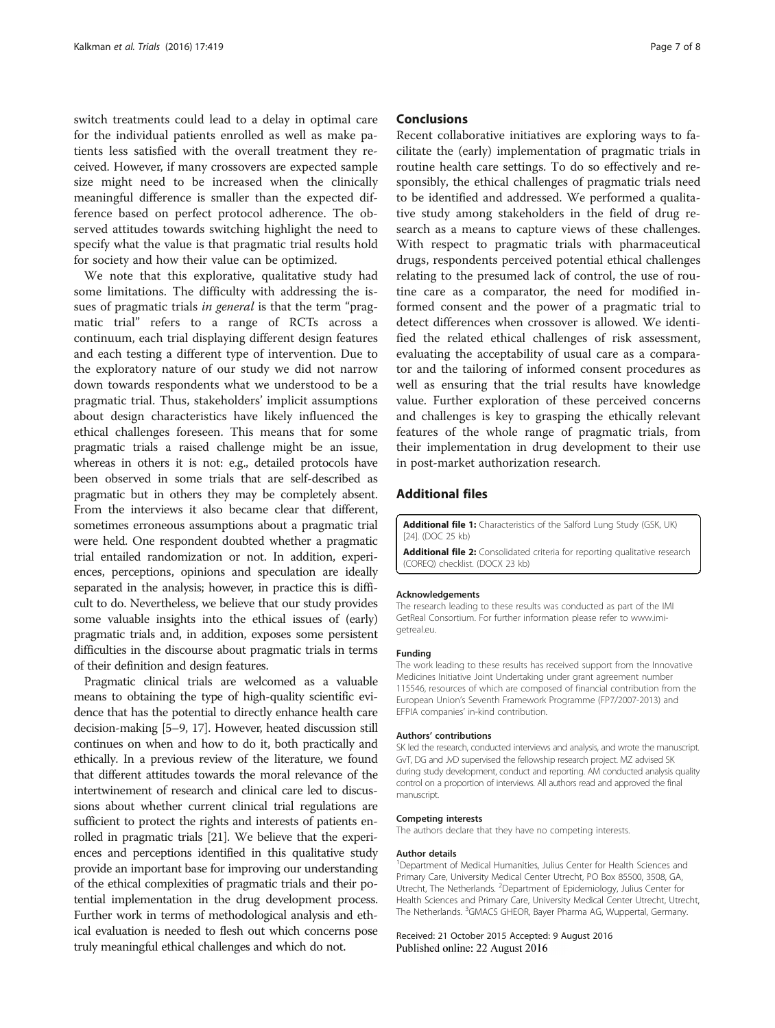switch treatments could lead to a delay in optimal care for the individual patients enrolled as well as make patients less satisfied with the overall treatment they received. However, if many crossovers are expected sample size might need to be increased when the clinically meaningful difference is smaller than the expected difference based on perfect protocol adherence. The observed attitudes towards switching highlight the need to specify what the value is that pragmatic trial results hold for society and how their value can be optimized.

We note that this explorative, qualitative study had some limitations. The difficulty with addressing the issues of pragmatic trials *in general* is that the term "pragmatic trial" refers to a range of RCTs across a continuum, each trial displaying different design features and each testing a different type of intervention. Due to the exploratory nature of our study we did not narrow down towards respondents what we understood to be a pragmatic trial. Thus, stakeholders' implicit assumptions about design characteristics have likely influenced the ethical challenges foreseen. This means that for some pragmatic trials a raised challenge might be an issue, whereas in others it is not: e.g., detailed protocols have been observed in some trials that are self-described as pragmatic but in others they may be completely absent. From the interviews it also became clear that different, sometimes erroneous assumptions about a pragmatic trial were held. One respondent doubted whether a pragmatic trial entailed randomization or not. In addition, experiences, perceptions, opinions and speculation are ideally separated in the analysis; however, in practice this is difficult to do. Nevertheless, we believe that our study provides some valuable insights into the ethical issues of (early) pragmatic trials and, in addition, exposes some persistent difficulties in the discourse about pragmatic trials in terms of their definition and design features.

Pragmatic clinical trials are welcomed as a valuable means to obtaining the type of high-quality scientific evidence that has the potential to directly enhance health care decision-making [5–9, 17]. However, heated discussion still continues on when and how to do it, both practically and ethically. In a previous review of the literature, we found that different attitudes towards the moral relevance of the intertwinement of research and clinical care led to discussions about whether current clinical trial regulations are sufficient to protect the rights and interests of patients enrolled in pragmatic trials [21]. We believe that the experiences and perceptions identified in this qualitative study provide an important base for improving our understanding of the ethical complexities of pragmatic trials and their potential implementation in the drug development process. Further work in terms of methodological analysis and ethical evaluation is needed to flesh out which concerns pose truly meaningful ethical challenges and which do not.

## Conclusions

Recent collaborative initiatives are exploring ways to facilitate the (early) implementation of pragmatic trials in routine health care settings. To do so effectively and responsibly, the ethical challenges of pragmatic trials need to be identified and addressed. We performed a qualitative study among stakeholders in the field of drug research as a means to capture views of these challenges. With respect to pragmatic trials with pharmaceutical drugs, respondents perceived potential ethical challenges relating to the presumed lack of control, the use of routine care as a comparator, the need for modified informed consent and the power of a pragmatic trial to detect differences when crossover is allowed. We identified the related ethical challenges of risk assessment, evaluating the acceptability of usual care as a comparator and the tailoring of informed consent procedures as well as ensuring that the trial results have knowledge value. Further exploration of these perceived concerns and challenges is key to grasping the ethically relevant features of the whole range of pragmatic trials, from their implementation in drug development to their use in post-market authorization research.

## Additional files

**Additional file 1:** Characteristics of the Salford Lung Study (GSK, UK) [24]. (DOC 25 kb)

**Additional file 2:** Consolidated criteria for reporting qualitative research (COREQ) checklist. (DOCX 23 kb)

#### Acknowledgements

The research leading to these results was conducted as part of the IMI GetReal Consortium. For further information please refer to www.imi-getreal.eu.

#### Funding

The work leading to these results has received support from the Innovative Medicines Initiative Joint Undertaking under grant agreement number 115546, resources of which are composed of financial contribution from the European Union's Seventh Framework Programme (FP7/2007-2013) and EFPIA companies' in-kind contribution.

#### Authors' contributions

SK led the research, conducted interviews and analysis, and wrote the manuscript. GvT, DG and JvD supervised the fellowship research project. MZ advised SK during study development, conduct and reporting. AM conducted analysis quality control on a proportion of interviews. All authors read and approved the final manuscript.

#### Competing interests

The authors declare that they have no competing interests.

#### Author details

[1]Department of Medical Humanities, Julius Center for Health Sciences and Primary Care, University Medical Center Utrecht, PO Box 85500, 3508, GA, Utrecht, The Netherlands. [2]Department of Epidemiology, Julius Center for Health Sciences and Primary Care, University Medical Center Utrecht, Utrecht, The Netherlands. [3]GMACS GHEOR, Bayer Pharma AG, Wuppertal, Germany.

Received: 21 October 2015 Accepted: 9 August 2016
Published online: 22 August 2016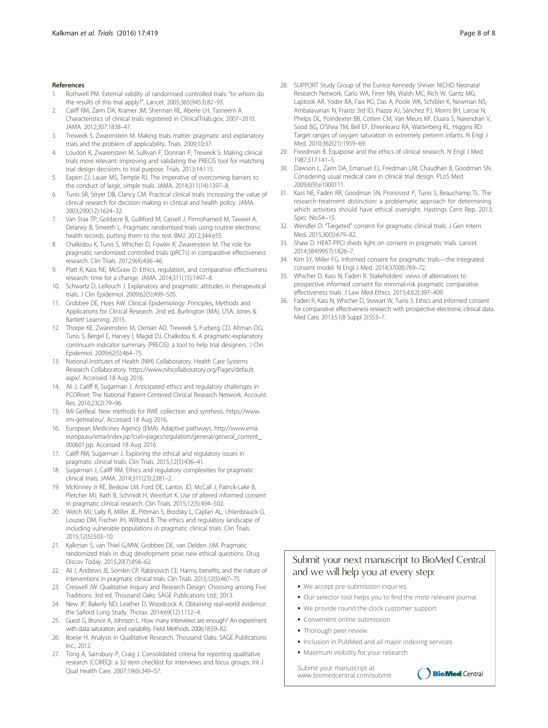## References

1. Rothwell PM. External validity of randomised controlled trials: "to whom do the results of this trial apply?". Lancet. 2005;365(9453):82–93.
2. Califf RM, Zarin DA, Kramer JM, Sherman RE, Aberle LH, Tasneem A. Characteristics of clinical trials registered in ClinicalTrials.gov, 2007–2010. JAMA. 2012;307:1838–47.
3. Treweek S, Zwarenstein M. Making trials matter: pragmatic and explanatory trials and the problem of applicability. Trials. 2009;10:37.
4. Loudon K, Zwarenstein M, Sullivan F, Donnan P, Treweek S. Making clinical trials more relevant: improving and validating the PRECIS tool for matching trial design decisions to trial purpose. Trials. 2013;14:115.
5. Eapen ZJ, Lauer MS, Temple RJ. The imperative of overcoming barriers to the conduct of large, simple trials. JAMA. 2014;311(14):1397–8.
6. Tunis SR, Stryer DB, Clancy CM. Practical clinical trials: increasing the value of clinical research for decision making in clinical and health policy. JAMA. 2003;290(12):1624–32.
7. Van Staa TP, Goldacre B, Gulliford M, Cassell J, Pirmohamed M, Taweel A, Delaney B, Smeeth L. Pragmatic randomised trials using routine electronic health records: putting them to the test. BMJ. 2012;344:e55.
8. Chalkidou K, Tunis S, Whicher D, Fowler R, Zwarenstein M. The role for pragmatic randomized controlled trials (pRCTs) in comparative effectiveness research. Clin Trials. 2012;9(4):436–46.
9. Platt R, Kass NE, McGraw D. Ethics, regulation, and comparative effectiveness research: time for a change. JAMA. 2014;311(15):1497–8.
10. Schwartz D, Lellouch J. Explanatory and pragmatic attitudes in therapeutical trials. J Clin Epidemiol. 2009;62(5):499–505.
11. Grobbee DE, Hoes AW. Clinical Epidemiology: Principles, Methods and Applications for Clinical Research. 2nd ed. Burlington (MA), USA: Jones & Bartlett Learning; 2015.
12. Thorpe KE, Zwarenstein M, Oxman AD, Treweek S, Furberg CD, Altman DG, Tunis S, Bergel E, Harvey I, Magid DJ, Chalkidou K. A pragmatic-explanatory continuum indicator summary (PRECIS): a tool to help trial designers. J Clin Epidemiol. 2009;62(5):464–75.
13. National Institutes of Health (NIH) Collaboratory. Health Care Systems Research Collaboratory. https://www.nihcollaboratory.org/Pages/default.aspx/. Accessed 18 Aug 2016.
14. Ali J, Califf R, Sugarman J. Anticipated ethics and regulatory challenges in PCORnet: The National Patient-Centered Clinical Research Network. Account Res. 2016;23(2):79–96.
15. IMI GetReal. New methods for RWE collection and synthesis. https://www.imi-getreal.eu/. Accessed 18 Aug 2016.
16. European Medicines Agency (EMA). Adaptive pathways. http://www.ema.europa.eu/ema/index.jsp?curl=pages/regulation/general/general_content_000601.jsp. Accessed 18 Aug 2016.
17. Califf RM, Sugarman J. Exploring the ethical and regulatory issues in pragmatic clinical trials. Clin Trials. 2015;12(5):436–41.
18. Sugarman J, Califf RM. Ethics and regulatory complexities for pragmatic clinical trials. JAMA. 2014;311(23):2381–2.
19. McKinney Jr RE, Beskow LM, Ford DE, Lantos JD, McCall J, Patrick-Lake B, Pletcher MJ, Rath B, Schmidt H, Weinfurt K. Use of altered informed consent in pragmatic clinical research. Clin Trials. 2015;12(5):494–502.
20. Welch MJ, Lally R, Miller JE, Pittman S, Brodsky L, Caplan AL, Uhlenbrauck G, Louzao DM, Fischer JH, Wilfond B. The ethics and regulatory landscape of including vulnerable populations in pragmatic clinical trials. Clin Trials. 2015;12(5):503–10.
21. Kalkman S, van Thiel GJMW, Grobbee DE, van Delden JJM. Pragmatic randomized trials in drug development pose new ethical questions. Drug Discov Today. 2015;20(7):856–62.
22. Ali J, Andrews JE, Somkin CP, Rabinovich CE. Harms, benefits, and the nature of interventions in pragmatic clinical trials. Clin Trials. 2015;12(5):467–75.
23. Creswell JW. Qualitative Inquiry and Research Design: Choosing among Five Traditions. 3rd ed. Thousand Oaks: SAGE Publications Ltd.; 2013.
24. New JP, Bakerly ND, Leather D, Woodcock A. Obtaining real-world evidence: the Salford Lung Study. Thorax. 2014;69(12):1152–4.
25. Guest G, Brunce A, Johnson L. How many interviews are enough? An experiment with data saturation and variability. Field Methods. 2006;18:59–82.
26. Boeije H. Analysis in Qualitative Research. Thousand Oaks: SAGE Publications Inc.; 2012.
27. Tong A, Sainsbury P, Craig J. Consolidated criteria for reporting qualitative research (COREQ): a 32-item checklist for interviews and focus groups. Int J Qual Health Care. 2007;19(6):349–57.
28. SUPPORT Study Group of the Eunice Kennedy Shriver NICHD Neonatal Research Network, Carlo WA, Finer NN, Walsh MC, Rich W, Gantz MG, Laptook AR, Yoder BA, Faix RG, Das A, Poole WK, Schibler K, Newman NS, Ambalavanan N, Frantz 3rd ID, Piazza AJ, Sánchez PJ, Morris BH, Laroia N, Phelps DL, Poindexter BB, Cotten CM, Van Meurs KP, Duara S, Narendran V, Sood BG, O'Shea TM, Bell EF, Ehrenkranz RA, Watterberg KL, Higgins RD. Target ranges of oxygen saturation in extremely preterm infants. N Engl J Med. 2010;362(21):1959–69.
29. Freedman B. Equipoise and the ethics of clinical research. N Engl J Med. 1987;317:141–5.
30. Dawson L, Zarin DA, Emanuel EJ, Friedman LM, Chaudhari B, Goodman SN. Considering usual medical care in clinical trial design. PLoS Med. 2009;6(9):e1000111.
31. Kass NE, Faden RR, Goodman SN, Pronovost P, Tunis S, Beauchamp TL. The research-treatment distinction: a problematic approach for determining which activities should have ethical oversight. Hastings Cent Rep. 2013; Spec No:S4–15.
32. Wendler D. "Targeted" consent for pragmatic clinical trials. J Gen Intern Med. 2015;30(5):679–82.
33. Shaw D. HEAT-PPCI sheds light on consent in pragmatic trials. Lancet. 2014;384(9957):1826–7.
34. Kim SY, Miller FG. Informed consent for pragmatic trials—the integrated consent model. N Engl J Med. 2014;370(8):769–72.
35. Whicher D, Kass N, Faden R. Stakeholders' views of alternatives to prospective informed consent for minimal-risk pragmatic comparative effectiveness trials. J Law Med Ethics. 2015;43(2):397–409.
36. Faden R, Kass N, Whicher D, Stewart W, Tunis S. Ethics and informed consent for comparative effectiveness research with prospective electronic clinical data. Med Care. 2013;51(8 Suppl 3):S53–7.

Submit your next manuscript to BioMed Central and we will help you at every step:

- We accept pre-submission inquiries
- Our selector tool helps you to find the most relevant journal
- We provide round the clock customer support
- Convenient online submission
- Thorough peer review
- Inclusion in PubMed and all major indexing services
- Maximum visibility for your research

Submit your manuscript at www.biomedcentral.com/submit

BioMed Central